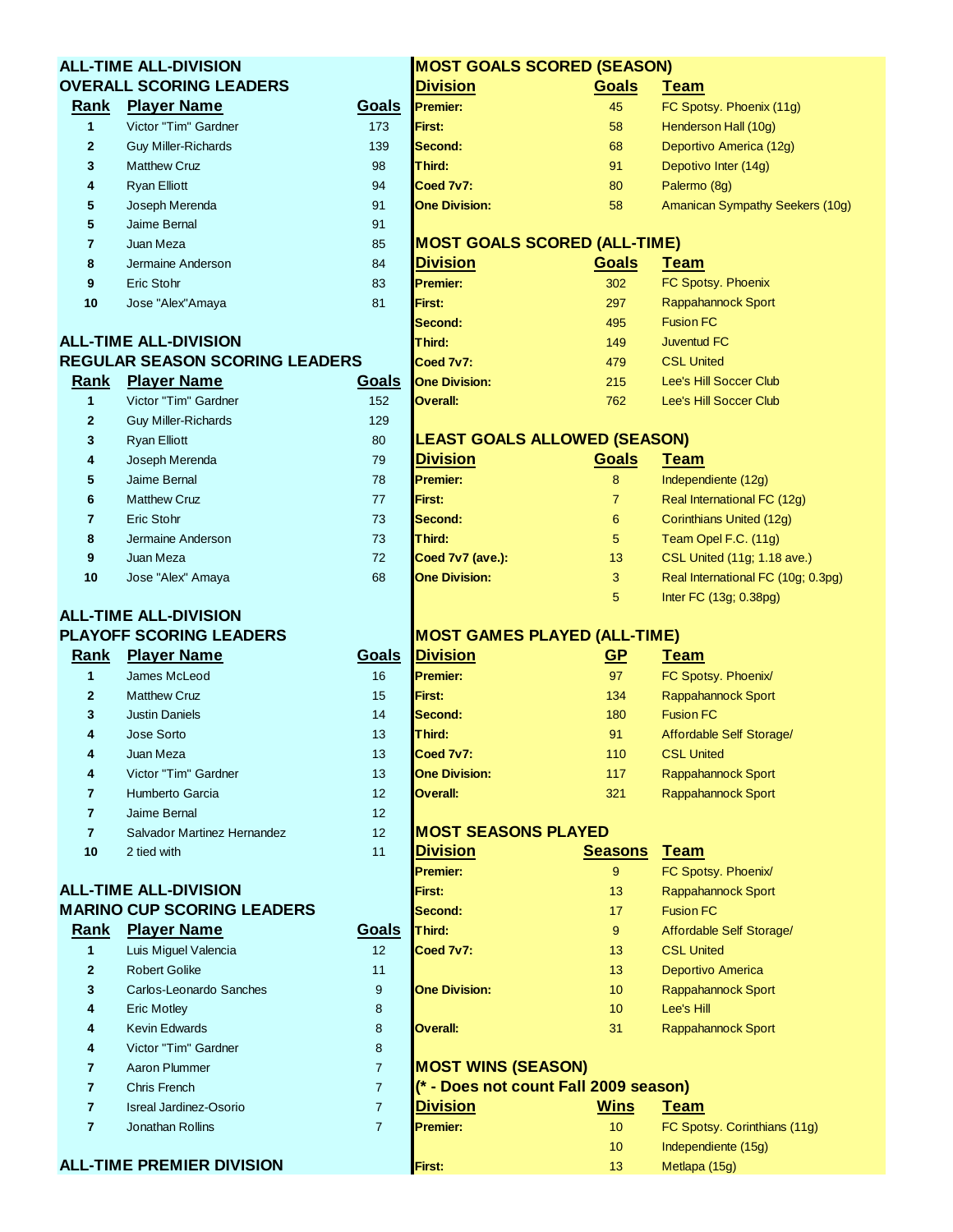## ALL-TIME ALL-DIVISION OVERALL SCORING LEADERS

| Rank | Player Name | Goals |
|---|---|---|
| 1 | Victor "Tim" Gardner | 173 |
| 2 | Guy Miller-Richards | 139 |
| 3 | Matthew Cruz | 98 |
| 4 | Ryan Elliott | 94 |
| 5 | Joseph Merenda | 91 |
| 5 | Jaime Bernal | 91 |
| 7 | Juan Meza | 85 |
| 8 | Jermaine Anderson | 84 |
| 9 | Eric Stohr | 83 |
| 10 | Jose "Alex"Amaya | 81 |

## ALL-TIME ALL-DIVISION REGULAR SEASON SCORING LEADERS

| Rank | Player Name | Goals |
|---|---|---|
| 1 | Victor "Tim" Gardner | 152 |
| 2 | Guy Miller-Richards | 129 |
| 3 | Ryan Elliott | 80 |
| 4 | Joseph Merenda | 79 |
| 5 | Jaime Bernal | 78 |
| 6 | Matthew Cruz | 77 |
| 7 | Eric Stohr | 73 |
| 8 | Jermaine Anderson | 73 |
| 9 | Juan Meza | 72 |
| 10 | Jose "Alex" Amaya | 68 |

## ALL-TIME ALL-DIVISION PLAYOFF SCORING LEADERS

| Rank | Player Name | Goals |
|---|---|---|
| 1 | James McLeod | 16 |
| 2 | Matthew Cruz | 15 |
| 3 | Justin Daniels | 14 |
| 4 | Jose Sorto | 13 |
| 4 | Juan Meza | 13 |
| 4 | Victor "Tim" Gardner | 13 |
| 7 | Humberto Garcia | 12 |
| 7 | Jaime Bernal | 12 |
| 7 | Salvador Martinez Hernandez | 12 |
| 10 | 2 tied with | 11 |

## ALL-TIME ALL-DIVISION MARINO CUP SCORING LEADERS

| Rank | Player Name | Goals |
|---|---|---|
| 1 | Luis Miguel Valencia | 12 |
| 2 | Robert Golike | 11 |
| 3 | Carlos-Leonardo Sanches | 9 |
| 4 | Eric Motley | 8 |
| 4 | Kevin Edwards | 8 |
| 4 | Victor "Tim" Gardner | 8 |
| 7 | Aaron Plummer | 7 |
| 7 | Chris French | 7 |
| 7 | Isreal Jardinez-Osorio | 7 |
| 7 | Jonathan Rollins | 7 |

## ALL-TIME PREMIER DIVISION

## MOST GOALS SCORED (SEASON)

| Division | Goals | Team |
|---|---|---|
| **Premier:** | 45 | FC Spotsy. Phoenix (11g) |
| **First:** | 58 | Henderson Hall (10g) |
| **Second:** | 68 | Deportivo America (12g) |
| **Third:** | 91 | Depotivo Inter (14g) |
| **Coed 7v7:** | 80 | Palermo (8g) |
| **One Division:** | 58 | Amanican Sympathy Seekers (10g) |

## MOST GOALS SCORED (ALL-TIME)

| Division | Goals | Team |
|---|---|---|
| **Premier:** | 302 | FC Spotsy. Phoenix |
| **First:** | 297 | Rappahannock Sport |
| **Second:** | 495 | Fusion FC |
| **Third:** | 149 | Juventud FC |
| **Coed 7v7:** | 479 | CSL United |
| **One Division:** | 215 | Lee's Hill Soccer Club |
| **Overall:** | 762 | Lee's Hill Soccer Club |

## LEAST GOALS ALLOWED (SEASON)

| Division | Goals | Team |
|---|---|---|
| **Premier:** | 8 | Independiente (12g) |
| **First:** | 7 | Real International FC (12g) |
| **Second:** | 6 | Corinthians United (12g) |
| **Third:** | 5 | Team Opel F.C. (11g) |
| **Coed 7v7 (ave.):** | 13 | CSL United (11g; 1.18 ave.) |
| **One Division:** | 3 | Real International FC (10g; 0.3pg) |
| | 5 | Inter FC (13g; 0.38pg) |

## MOST GAMES PLAYED (ALL-TIME)

| Division | GP | Team |
|---|---|---|
| **Premier:** | 97 | FC Spotsy. Phoenix/ |
| **First:** | 134 | Rappahannock Sport |
| **Second:** | 180 | Fusion FC |
| **Third:** | 91 | Affordable Self Storage/ |
| **Coed 7v7:** | 110 | CSL United |
| **One Division:** | 117 | Rappahannock Sport |
| **Overall:** | 321 | Rappahannock Sport |

## MOST SEASONS PLAYED

| Division | Seasons | Team |
|---|---|---|
| **Premier:** | 9 | FC Spotsy. Phoenix/ |
| **First:** | 13 | Rappahannock Sport |
| **Second:** | 17 | Fusion FC |
| **Third:** | 9 | Affordable Self Storage/ |
| **Coed 7v7:** | 13 | CSL United |
| | 13 | Deportivo America |
| **One Division:** | 10 | Rappahannock Sport |
| | 10 | Lee's Hill |
| **Overall:** | 31 | Rappahannock Sport |

## MOST WINS (SEASON)

**(* - Does not count Fall 2009 season)**

| Division | Wins | Team |
|---|---|---|
| **Premier:** | 10 | FC Spotsy. Corinthians (11g) |
| | 10 | Independiente (15g) |
| **First:** | 13 | Metlapa (15g) |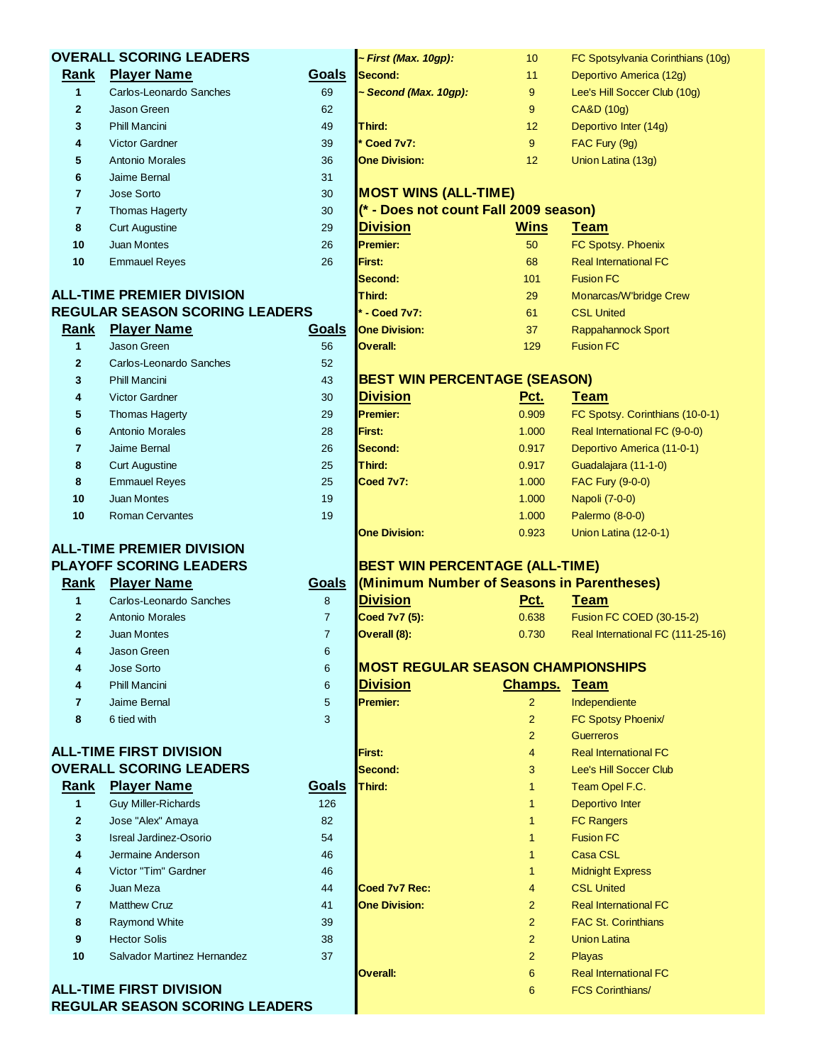## OVERALL SCORING LEADERS

| Rank | Player Name | Goals |
|---|---|---|
| 1 | Carlos-Leonardo Sanches | 69 |
| 2 | Jason Green | 62 |
| 3 | Phill Mancini | 49 |
| 4 | Victor Gardner | 39 |
| 5 | Antonio Morales | 36 |
| 6 | Jaime Bernal | 31 |
| 7 | Jose Sorto | 30 |
| 7 | Thomas Hagerty | 30 |
| 8 | Curt Augustine | 29 |
| 10 | Juan Montes | 26 |
| 10 | Emmauel Reyes | 26 |

## ALL-TIME PREMIER DIVISION REGULAR SEASON SCORING LEADERS

| Rank | Player Name | Goals |
|---|---|---|
| 1 | Jason Green | 56 |
| 2 | Carlos-Leonardo Sanches | 52 |
| 3 | Phill Mancini | 43 |
| 4 | Victor Gardner | 30 |
| 5 | Thomas Hagerty | 29 |
| 6 | Antonio Morales | 28 |
| 7 | Jaime Bernal | 26 |
| 8 | Curt Augustine | 25 |
| 8 | Emmauel Reyes | 25 |
| 10 | Juan Montes | 19 |
| 10 | Roman Cervantes | 19 |

## ALL-TIME PREMIER DIVISION PLAYOFF SCORING LEADERS

| Rank | Player Name | Goals |
|---|---|---|
| 1 | Carlos-Leonardo Sanches | 8 |
| 2 | Antonio Morales | 7 |
| 2 | Juan Montes | 7 |
| 4 | Jason Green | 6 |
| 4 | Jose Sorto | 6 |
| 4 | Phill Mancini | 6 |
| 7 | Jaime Bernal | 5 |
| 8 | 6 tied with | 3 |

## ALL-TIME FIRST DIVISION OVERALL SCORING LEADERS

| Rank | Player Name | Goals |
|---|---|---|
| 1 | Guy Miller-Richards | 126 |
| 2 | Jose "Alex" Amaya | 82 |
| 3 | Isreal Jardinez-Osorio | 54 |
| 4 | Jermaine Anderson | 46 |
| 4 | Victor "Tim" Gardner | 46 |
| 6 | Juan Meza | 44 |
| 7 | Matthew Cruz | 41 |
| 8 | Raymond White | 39 |
| 9 | Hector Solis | 38 |
| 10 | Salvador Martinez Hernandez | 37 |

## ALL-TIME FIRST DIVISION REGULAR SEASON SCORING LEADERS

| | | |
|---|---|---|
| *~ First (Max. 10gp):* | 10 | FC Spotsylvania Corinthians (10g) |
| **Second:** | 11 | Deportivo America (12g) |
| *~ Second (Max. 10gp):* | 9 | Lee's Hill Soccer Club (10g) |
| | 9 | CA&D (10g) |
| **Third:** | 12 | Deportivo Inter (14g) |
| *** Coed 7v7:** | 9 | FAC Fury (9g) |
| **One Division:** | 12 | Union Latina (13g) |

## MOST WINS (ALL-TIME)
### (* - Does not count Fall 2009 season)

| Division | Wins | Team |
|---|---|---|
| **Premier:** | 50 | FC Spotsy. Phoenix |
| **First:** | 68 | Real International FC |
| **Second:** | 101 | Fusion FC |
| **Third:** | 29 | Monarcas/W'bridge Crew |
| *** - Coed 7v7:** | 61 | CSL United |
| **One Division:** | 37 | Rappahannock Sport |
| **Overall:** | 129 | Fusion FC |

## BEST WIN PERCENTAGE (SEASON)

| Division | Pct. | Team |
|---|---|---|
| **Premier:** | 0.909 | FC Spotsy. Corinthians (10-0-1) |
| **First:** | 1.000 | Real International FC (9-0-0) |
| **Second:** | 0.917 | Deportivo America (11-0-1) |
| **Third:** | 0.917 | Guadalajara (11-1-0) |
| **Coed 7v7:** | 1.000 | FAC Fury (9-0-0) |
| | 1.000 | Napoli (7-0-0) |
| | 1.000 | Palermo (8-0-0) |
| **One Division:** | 0.923 | Union Latina (12-0-1) |

## BEST WIN PERCENTAGE (ALL-TIME)
### (Minimum Number of Seasons in Parentheses)

| Division | Pct. | Team |
|---|---|---|
| **Coed 7v7 (5):** | 0.638 | Fusion FC COED (30-15-2) |
| **Overall (8):** | 0.730 | Real International FC (111-25-16) |

## MOST REGULAR SEASON CHAMPIONSHIPS

| Division | Champs. | Team |
|---|---|---|
| **Premier:** | 2 | Independiente |
| | 2 | FC Spotsy Phoenix/ |
| | 2 | Guerreros |
| **First:** | 4 | Real International FC |
| **Second:** | 3 | Lee's Hill Soccer Club |
| **Third:** | 1 | Team Opel F.C. |
| | 1 | Deportivo Inter |
| | 1 | FC Rangers |
| | 1 | Fusion FC |
| | 1 | Casa CSL |
| | 1 | Midnight Express |
| **Coed 7v7 Rec:** | 4 | CSL United |
| **One Division:** | 2 | Real International FC |
| | 2 | FAC St. Corinthians |
| | 2 | Union Latina |
| | 2 | Playas |
| **Overall:** | 6 | Real International FC |
| | 6 | FCS Corinthians/ |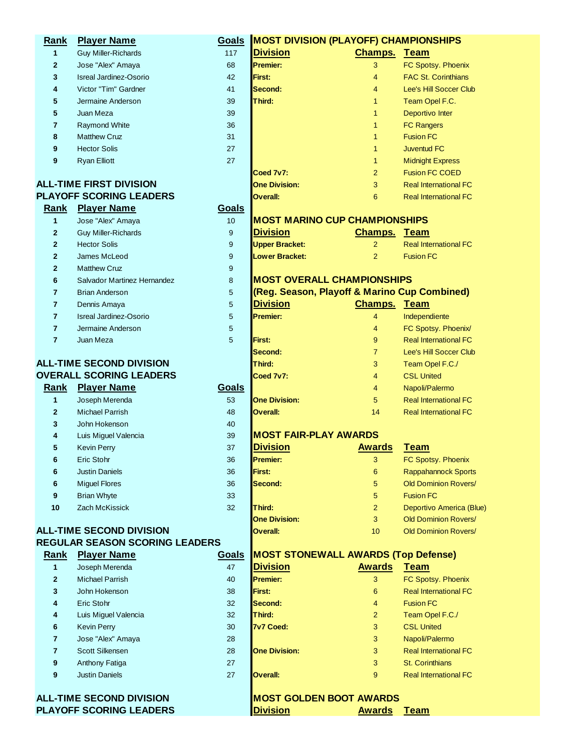| Rank | Player Name | Goals |
|---|---|---|
| 1 | Guy Miller-Richards | 117 |
| 2 | Jose "Alex" Amaya | 68 |
| 3 | Isreal Jardinez-Osorio | 42 |
| 4 | Victor "Tim" Gardner | 41 |
| 5 | Jermaine Anderson | 39 |
| 5 | Juan Meza | 39 |
| 7 | Raymond White | 36 |
| 8 | Matthew Cruz | 31 |
| 9 | Hector Solis | 27 |
| 9 | Ryan Elliott | 27 |

## ALL-TIME FIRST DIVISION PLAYOFF SCORING LEADERS

| Rank | Player Name | Goals |
|---|---|---|
| 1 | Jose "Alex" Amaya | 10 |
| 2 | Guy Miller-Richards | 9 |
| 2 | Hector Solis | 9 |
| 2 | James McLeod | 9 |
| 2 | Matthew Cruz | 9 |
| 6 | Salvador Martinez Hernandez | 8 |
| 7 | Brian Anderson | 5 |
| 7 | Dennis Amaya | 5 |
| 7 | Isreal Jardinez-Osorio | 5 |
| 7 | Jermaine Anderson | 5 |
| 7 | Juan Meza | 5 |

## ALL-TIME SECOND DIVISION OVERALL SCORING LEADERS

| Rank | Player Name | Goals |
|---|---|---|
| 1 | Joseph Merenda | 53 |
| 2 | Michael Parrish | 48 |
| 3 | John Hokenson | 40 |
| 4 | Luis Miguel Valencia | 39 |
| 5 | Kevin Perry | 37 |
| 6 | Eric Stohr | 36 |
| 6 | Justin Daniels | 36 |
| 6 | Miguel Flores | 36 |
| 9 | Brian Whyte | 33 |
| 10 | Zach McKissick | 32 |

## ALL-TIME SECOND DIVISION REGULAR SEASON SCORING LEADERS

| Rank | Player Name | Goals |
|---|---|---|
| 1 | Joseph Merenda | 47 |
| 2 | Michael Parrish | 40 |
| 3 | John Hokenson | 38 |
| 4 | Eric Stohr | 32 |
| 4 | Luis Miguel Valencia | 32 |
| 6 | Kevin Perry | 30 |
| 7 | Jose "Alex" Amaya | 28 |
| 7 | Scott Silkensen | 28 |
| 9 | Anthony Fatiga | 27 |
| 9 | Justin Daniels | 27 |

## ALL-TIME SECOND DIVISION PLAYOFF SCORING LEADERS

## MOST DIVISION (PLAYOFF) CHAMPIONSHIPS

| Division | Champs. | Team |
|---|---|---|
| Premier: | 3 | FC Spotsy. Phoenix |
| First: | 4 | FAC St. Corinthians |
| Second: | 4 | Lee's Hill Soccer Club |
| Third: | 1 | Team Opel F.C. |
| | 1 | Deportivo Inter |
| | 1 | FC Rangers |
| | 1 | Fusion FC |
| | 1 | Juventud FC |
| | 1 | Midnight Express |
| Coed 7v7: | 2 | Fusion FC COED |
| One Division: | 3 | Real International FC |
| Overall: | 6 | Real International FC |

## MOST MARINO CUP CHAMPIONSHIPS

| Division | Champs. | Team |
|---|---|---|
| Upper Bracket: | 2 | Real International FC |
| Lower Bracket: | 2 | Fusion FC |

## MOST OVERALL CHAMPIONSHIPS (Reg. Season, Playoff & Marino Cup Combined)

| Division | Champs. | Team |
|---|---|---|
| Premier: | 4 | Independiente |
| | 4 | FC Spotsy. Phoenix/ |
| First: | 9 | Real International FC |
| Second: | 7 | Lee's Hill Soccer Club |
| Third: | 3 | Team Opel F.C./ |
| Coed 7v7: | 4 | CSL United |
| | 4 | Napoli/Palermo |
| One Division: | 5 | Real International FC |
| Overall: | 14 | Real International FC |

## MOST FAIR-PLAY AWARDS

| Division | Awards | Team |
|---|---|---|
| Premier: | 3 | FC Spotsy. Phoenix |
| First: | 6 | Rappahannock Sports |
| Second: | 5 | Old Dominion Rovers/ |
| | 5 | Fusion FC |
| Third: | 2 | Deportivo America (Blue) |
| One Division: | 3 | Old Dominion Rovers/ |
| Overall: | 10 | Old Dominion Rovers/ |

## MOST STONEWALL AWARDS (Top Defense)

| Division | Awards | Team |
|---|---|---|
| Premier: | 3 | FC Spotsy. Phoenix |
| First: | 6 | Real International FC |
| Second: | 4 | Fusion FC |
| Third: | 2 | Team Opel F.C./ |
| 7v7 Coed: | 3 | CSL United |
| | 3 | Napoli/Palermo |
| One Division: | 3 | Real International FC |
| | 3 | St. Corinthians |
| Overall: | 9 | Real International FC |

## MOST GOLDEN BOOT AWARDS

| Division | Awards | Team |
|---|---|---|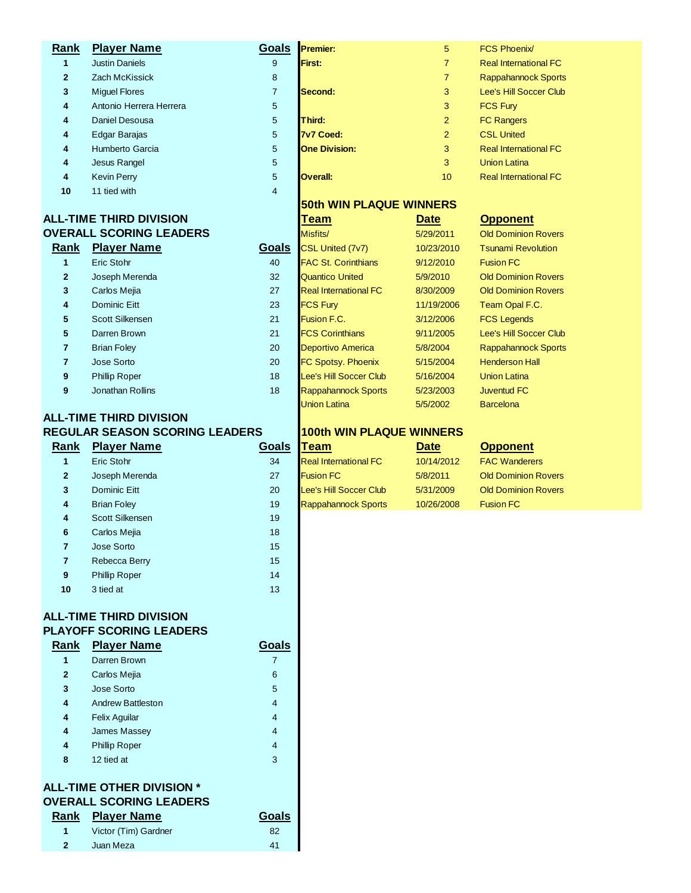| Rank | Player Name | Goals |
|---|---|---|
| 1 | Justin Daniels | 9 |
| 2 | Zach McKissick | 8 |
| 3 | Miguel Flores | 7 |
| 4 | Antonio Herrera Herrera | 5 |
| 4 | Daniel Desousa | 5 |
| 4 | Edgar Barajas | 5 |
| 4 | Humberto Garcia | 5 |
| 4 | Jesus Rangel | 5 |
| 4 | Kevin Perry | 5 |
| 10 | 11 tied with | 4 |

## ALL-TIME THIRD DIVISION OVERALL SCORING LEADERS

| Rank | Player Name | Goals |
|---|---|---|
| 1 | Eric Stohr | 40 |
| 2 | Joseph Merenda | 32 |
| 3 | Carlos Mejia | 27 |
| 4 | Dominic Eitt | 23 |
| 5 | Scott Silkensen | 21 |
| 5 | Darren Brown | 21 |
| 7 | Brian Foley | 20 |
| 7 | Jose Sorto | 20 |
| 9 | Phillip Roper | 18 |
| 9 | Jonathan Rollins | 18 |

## ALL-TIME THIRD DIVISION REGULAR SEASON SCORING LEADERS

| Rank | Player Name | Goals |
|---|---|---|
| 1 | Eric Stohr | 34 |
| 2 | Joseph Merenda | 27 |
| 3 | Dominic Eitt | 20 |
| 4 | Brian Foley | 19 |
| 4 | Scott Silkensen | 19 |
| 6 | Carlos Mejia | 18 |
| 7 | Jose Sorto | 15 |
| 7 | Rebecca Berry | 15 |
| 9 | Phillip Roper | 14 |
| 10 | 3 tied at | 13 |

## ALL-TIME THIRD DIVISION PLAYOFF SCORING LEADERS

| Rank | Player Name | Goals |
|---|---|---|
| 1 | Darren Brown | 7 |
| 2 | Carlos Mejia | 6 |
| 3 | Jose Sorto | 5 |
| 4 | Andrew Battleston | 4 |
| 4 | Felix Aguilar | 4 |
| 4 | James Massey | 4 |
| 4 | Phillip Roper | 4 |
| 8 | 12 tied at | 3 |

## ALL-TIME OTHER DIVISION * OVERALL SCORING LEADERS

| Rank | Player Name | Goals |
|---|---|---|
| 1 | Victor (Tim) Gardner | 82 |
| 2 | Juan Meza | 41 |

| | | |
|---|---|---|
| **Premier:** | 5 | FCS Phoenix/ |
| **First:** | 7 | Real International FC |
| | 7 | Rappahannock Sports |
| **Second:** | 3 | Lee's Hill Soccer Club |
| | 3 | FCS Fury |
| **Third:** | 2 | FC Rangers |
| **7v7 Coed:** | 2 | CSL United |
| **One Division:** | 3 | Real International FC |
| | 3 | Union Latina |
| **Overall:** | 10 | Real International FC |

## 50th WIN PLAQUE WINNERS

| Team | Date | Opponent |
|---|---|---|
| Misfits/ | 5/29/2011 | Old Dominion Rovers |
| CSL United (7v7) | 10/23/2010 | Tsunami Revolution |
| FAC St. Corinthians | 9/12/2010 | Fusion FC |
| Quantico United | 5/9/2010 | Old Dominion Rovers |
| Real International FC | 8/30/2009 | Old Dominion Rovers |
| FCS Fury | 11/19/2006 | Team Opal F.C. |
| Fusion F.C. | 3/12/2006 | FCS Legends |
| FCS Corinthians | 9/11/2005 | Lee's Hill Soccer Club |
| Deportivo America | 5/8/2004 | Rappahannock Sports |
| FC Spotsy. Phoenix | 5/15/2004 | Henderson Hall |
| Lee's Hill Soccer Club | 5/16/2004 | Union Latina |
| Rappahannock Sports | 5/23/2003 | Juventud FC |
| Union Latina | 5/5/2002 | Barcelona |

## 100th WIN PLAQUE WINNERS

| Team | Date | Opponent |
|---|---|---|
| Real International FC | 10/14/2012 | FAC Wanderers |
| Fusion FC | 5/8/2011 | Old Dominion Rovers |
| Lee's Hill Soccer Club | 5/31/2009 | Old Dominion Rovers |
| Rappahannock Sports | 10/26/2008 | Fusion FC |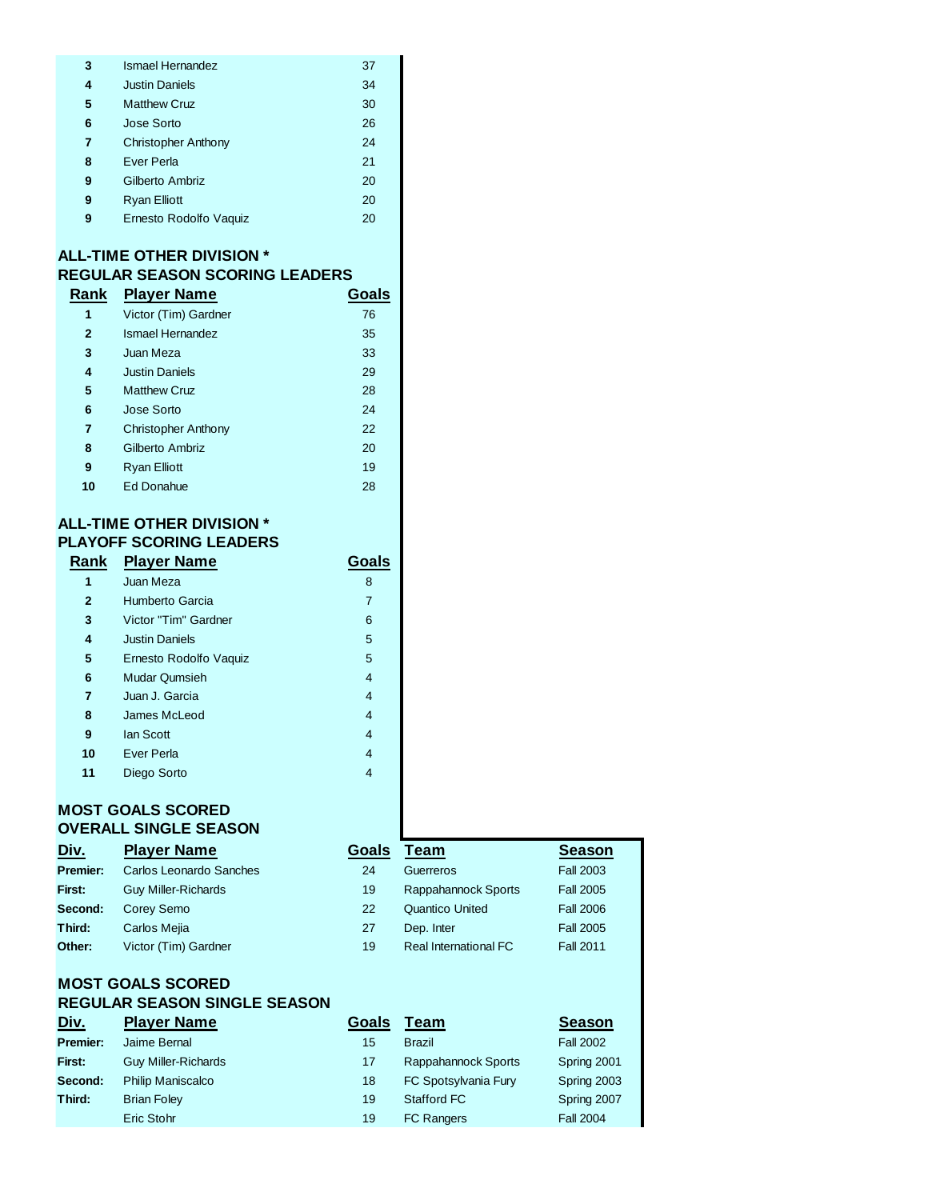| Rank | Player Name | Goals |
| --- | --- | --- |
| 3 | Ismael Hernandez | 37 |
| 4 | Justin Daniels | 34 |
| 5 | Matthew Cruz | 30 |
| 6 | Jose Sorto | 26 |
| 7 | Christopher Anthony | 24 |
| 8 | Ever Perla | 21 |
| 9 | Gilberto Ambriz | 20 |
| 9 | Ryan Elliott | 20 |
| 9 | Ernesto Rodolfo Vaquiz | 20 |

## ALL-TIME OTHER DIVISION * REGULAR SEASON SCORING LEADERS

| Rank | Player Name | Goals |
| --- | --- | --- |
| 1 | Victor (Tim) Gardner | 76 |
| 2 | Ismael Hernandez | 35 |
| 3 | Juan Meza | 33 |
| 4 | Justin Daniels | 29 |
| 5 | Matthew Cruz | 28 |
| 6 | Jose Sorto | 24 |
| 7 | Christopher Anthony | 22 |
| 8 | Gilberto Ambriz | 20 |
| 9 | Ryan Elliott | 19 |
| 10 | Ed Donahue | 28 |

## ALL-TIME OTHER DIVISION * PLAYOFF SCORING LEADERS

| Rank | Player Name | Goals |
| --- | --- | --- |
| 1 | Juan Meza | 8 |
| 2 | Humberto Garcia | 7 |
| 3 | Victor "Tim" Gardner | 6 |
| 4 | Justin Daniels | 5 |
| 5 | Ernesto Rodolfo Vaquiz | 5 |
| 6 | Mudar Qumsieh | 4 |
| 7 | Juan J. Garcia | 4 |
| 8 | James McLeod | 4 |
| 9 | Ian Scott | 4 |
| 10 | Ever Perla | 4 |
| 11 | Diego Sorto | 4 |

## MOST GOALS SCORED OVERALL SINGLE SEASON

| Div. | Player Name | Goals | Team | Season |
| --- | --- | --- | --- | --- |
| **Premier:** | Carlos Leonardo Sanches | 24 | Guerreros | Fall 2003 |
| **First:** | Guy Miller-Richards | 19 | Rappahannock Sports | Fall 2005 |
| **Second:** | Corey Semo | 22 | Quantico United | Fall 2006 |
| **Third:** | Carlos Mejia | 27 | Dep. Inter | Fall 2005 |
| **Other:** | Victor (Tim) Gardner | 19 | Real International FC | Fall 2011 |

## MOST GOALS SCORED REGULAR SEASON SINGLE SEASON

| Div. | Player Name | Goals | Team | Season |
| --- | --- | --- | --- | --- |
| **Premier:** | Jaime Bernal | 15 | Brazil | Fall 2002 |
| **First:** | Guy Miller-Richards | 17 | Rappahannock Sports | Spring 2001 |
| **Second:** | Philip Maniscalco | 18 | FC Spotsylvania Fury | Spring 2003 |
| **Third:** | Brian Foley | 19 | Stafford FC | Spring 2007 |
| | Eric Stohr | 19 | FC Rangers | Fall 2004 |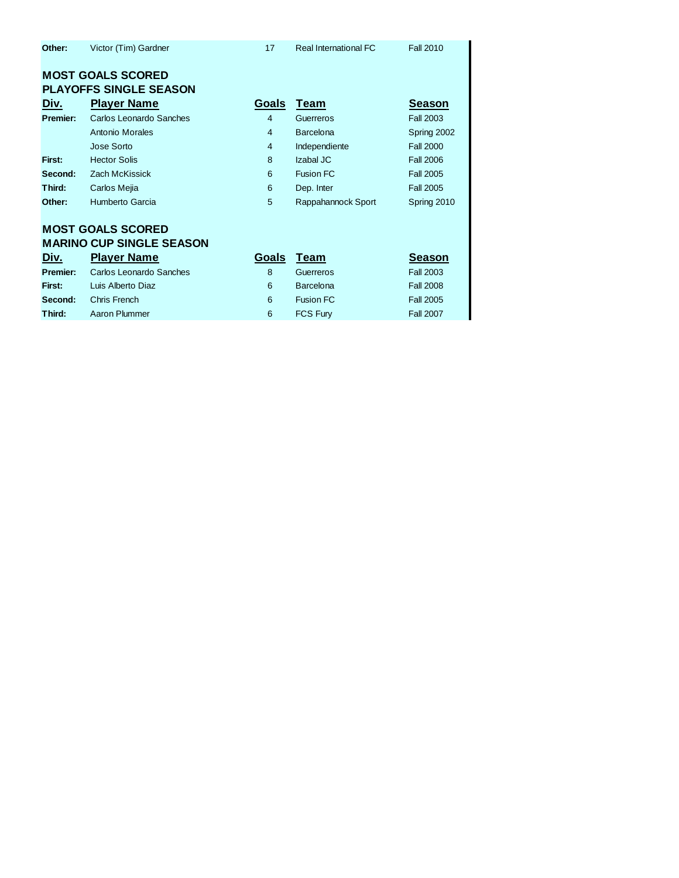| | | | | |
|---|---|---|---|---|
| **Other:** | Victor (Tim) Gardner | 17 | Real International FC | Fall 2010 |

## MOST GOALS SCORED
## PLAYOFFS SINGLE SEASON

| Div. | Player Name | Goals | Team | Season |
|---|---|---|---|---|
| **Premier:** | Carlos Leonardo Sanches | 4 | Guerreros | Fall 2003 |
| | Antonio Morales | 4 | Barcelona | Spring 2002 |
| | Jose Sorto | 4 | Independiente | Fall 2000 |
| **First:** | Hector Solis | 8 | Izabal JC | Fall 2006 |
| **Second:** | Zach McKissick | 6 | Fusion FC | Fall 2005 |
| **Third:** | Carlos Mejia | 6 | Dep. Inter | Fall 2005 |
| **Other:** | Humberto Garcia | 5 | Rappahannock Sport | Spring 2010 |

## MOST GOALS SCORED
## MARINO CUP SINGLE SEASON

| Div. | Player Name | Goals | Team | Season |
|---|---|---|---|---|
| **Premier:** | Carlos Leonardo Sanches | 8 | Guerreros | Fall 2003 |
| **First:** | Luis Alberto Diaz | 6 | Barcelona | Fall 2008 |
| **Second:** | Chris French | 6 | Fusion FC | Fall 2005 |
| **Third:** | Aaron Plummer | 6 | FCS Fury | Fall 2007 |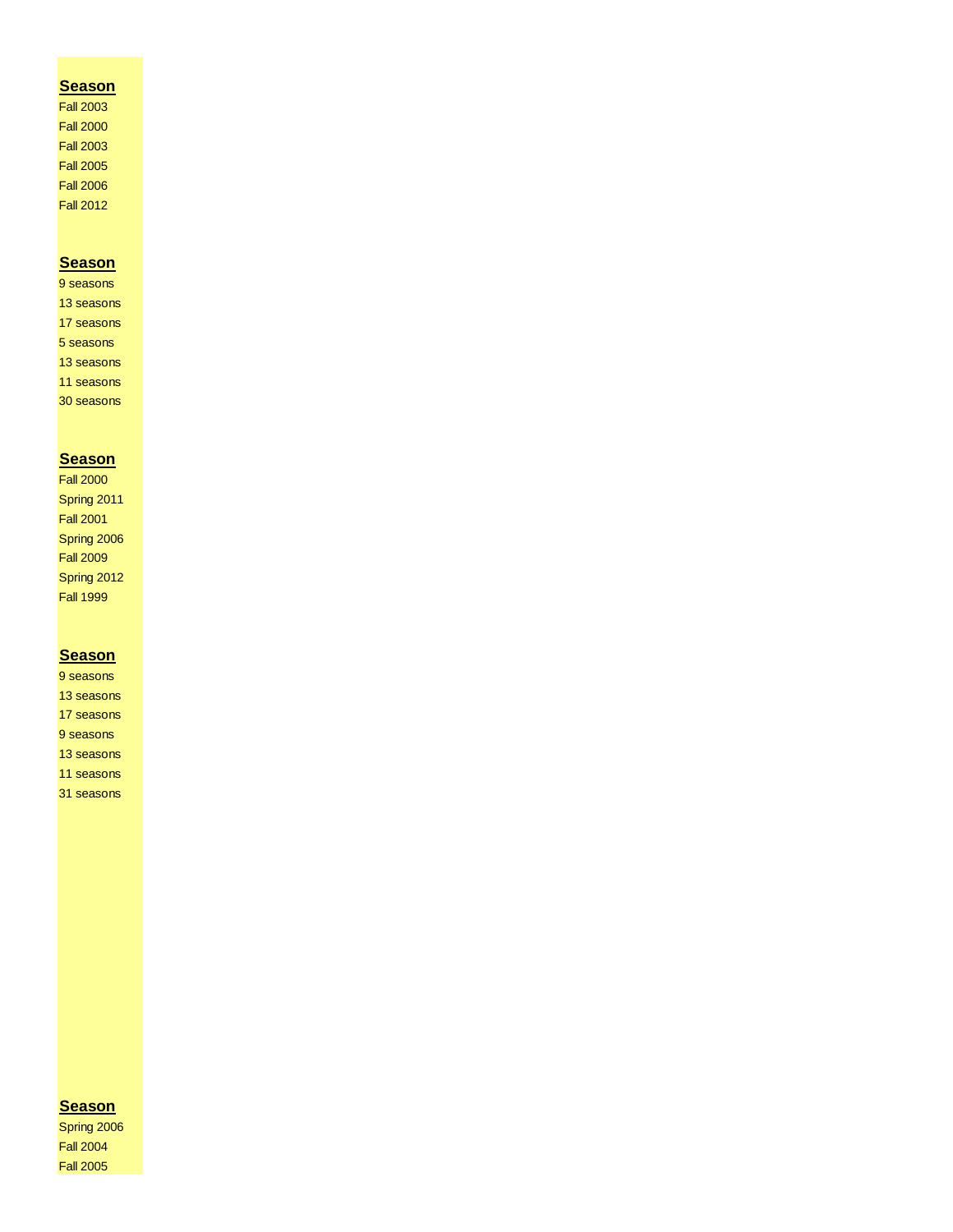| **Season** |
|---|
| Fall 2003 |
| Fall 2000 |
| Fall 2003 |
| Fall 2005 |
| Fall 2006 |
| Fall 2012 |

| **Season** |
|---|
| 9 seasons |
| 13 seasons |
| 17 seasons |
| 5 seasons |
| 13 seasons |
| 11 seasons |
| 30 seasons |

| **Season** |
|---|
| Fall 2000 |
| Spring 2011 |
| Fall 2001 |
| Spring 2006 |
| Fall 2009 |
| Spring 2012 |
| Fall 1999 |

| **Season** |
|---|
| 9 seasons |
| 13 seasons |
| 17 seasons |
| 9 seasons |
| 13 seasons |
| 11 seasons |
| 31 seasons |

| **Season** |
|---|
| Spring 2006 |
| Fall 2004 |
| Fall 2005 |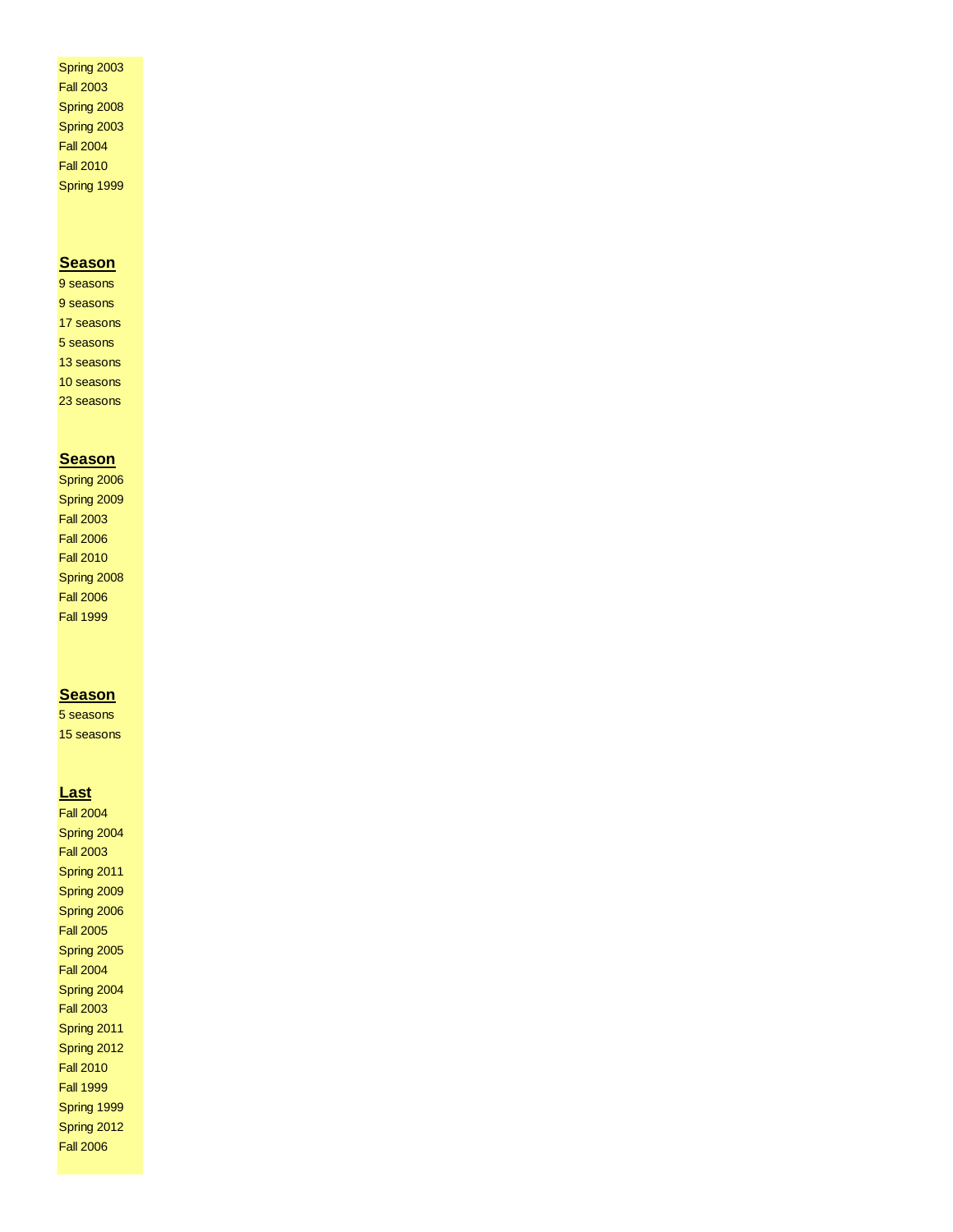Spring 2003
Fall 2003
Spring 2008
Spring 2003
Fall 2004
Fall 2010
Spring 1999

| Season |
|---|
| 9 seasons |
| 9 seasons |
| 17 seasons |
| 5 seasons |
| 13 seasons |
| 10 seasons |
| 23 seasons |

| Season |
|---|
| Spring 2006 |
| Spring 2009 |
| Fall 2003 |
| Fall 2006 |
| Fall 2010 |
| Spring 2008 |
| Fall 2006 |
| Fall 1999 |

| Season |
|---|
| 5 seasons |
| 15 seasons |

| Last |
|---|
| Fall 2004 |
| Spring 2004 |
| Fall 2003 |
| Spring 2011 |
| Spring 2009 |
| Spring 2006 |
| Fall 2005 |
| Spring 2005 |
| Fall 2004 |
| Spring 2004 |
| Fall 2003 |
| Spring 2011 |
| Spring 2012 |
| Fall 2010 |
| Fall 1999 |
| Spring 1999 |
| Spring 2012 |
| Fall 2006 |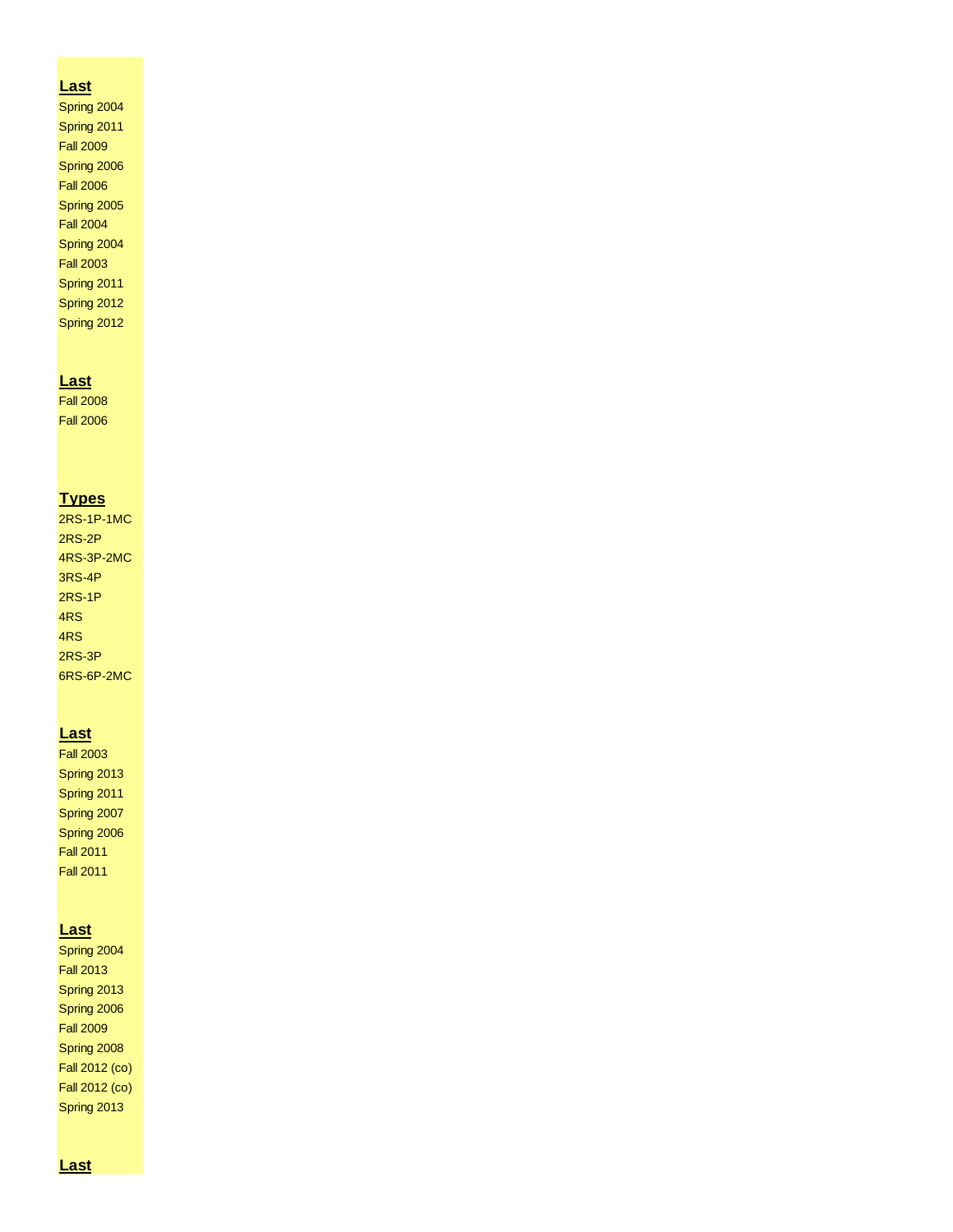**Last**
Spring 2004
Spring 2011
Fall 2009
Spring 2006
Fall 2006
Spring 2005
Fall 2004
Spring 2004
Fall 2003
Spring 2011
Spring 2012
Spring 2012

**Last**
Fall 2008
Fall 2006

**Types**
2RS-1P-1MC
2RS-2P
4RS-3P-2MC
3RS-4P
2RS-1P
4RS
4RS
2RS-3P
6RS-6P-2MC

**Last**
Fall 2003
Spring 2013
Spring 2011
Spring 2007
Spring 2006
Fall 2011
Fall 2011

**Last**
Spring 2004
Fall 2013
Spring 2013
Spring 2006
Fall 2009
Spring 2008
Fall 2012 (co)
Fall 2012 (co)
Spring 2013

**Last**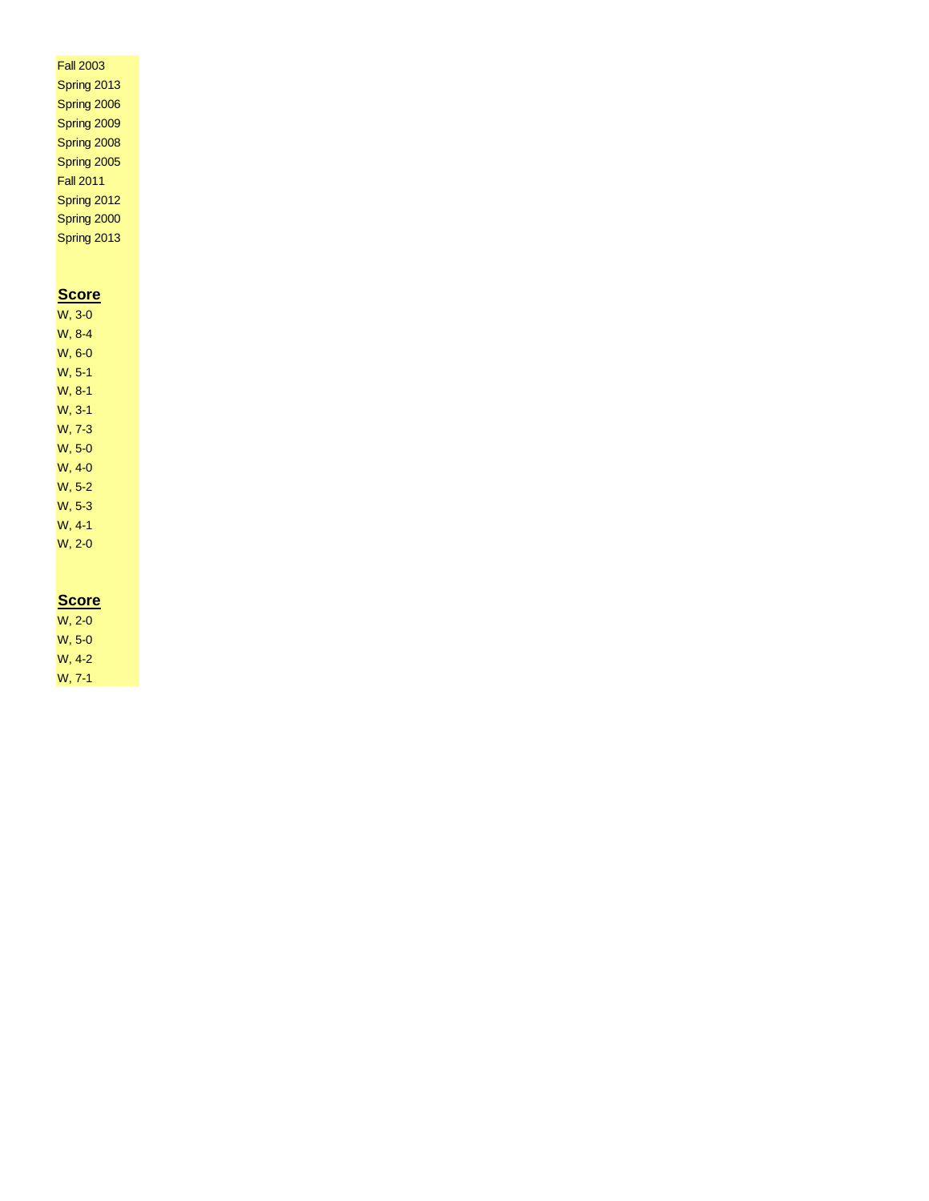Fall 2003
Spring 2013
Spring 2006
Spring 2009
Spring 2008
Spring 2005
Fall 2011
Spring 2012
Spring 2000
Spring 2013

**Score**

W, 3-0
W, 8-4
W, 6-0
W, 5-1
W, 8-1
W, 3-1
W, 7-3
W, 5-0
W, 4-0
W, 5-2
W, 5-3
W, 4-1
W, 2-0

**Score**

W, 2-0
W, 5-0
W, 4-2
W, 7-1